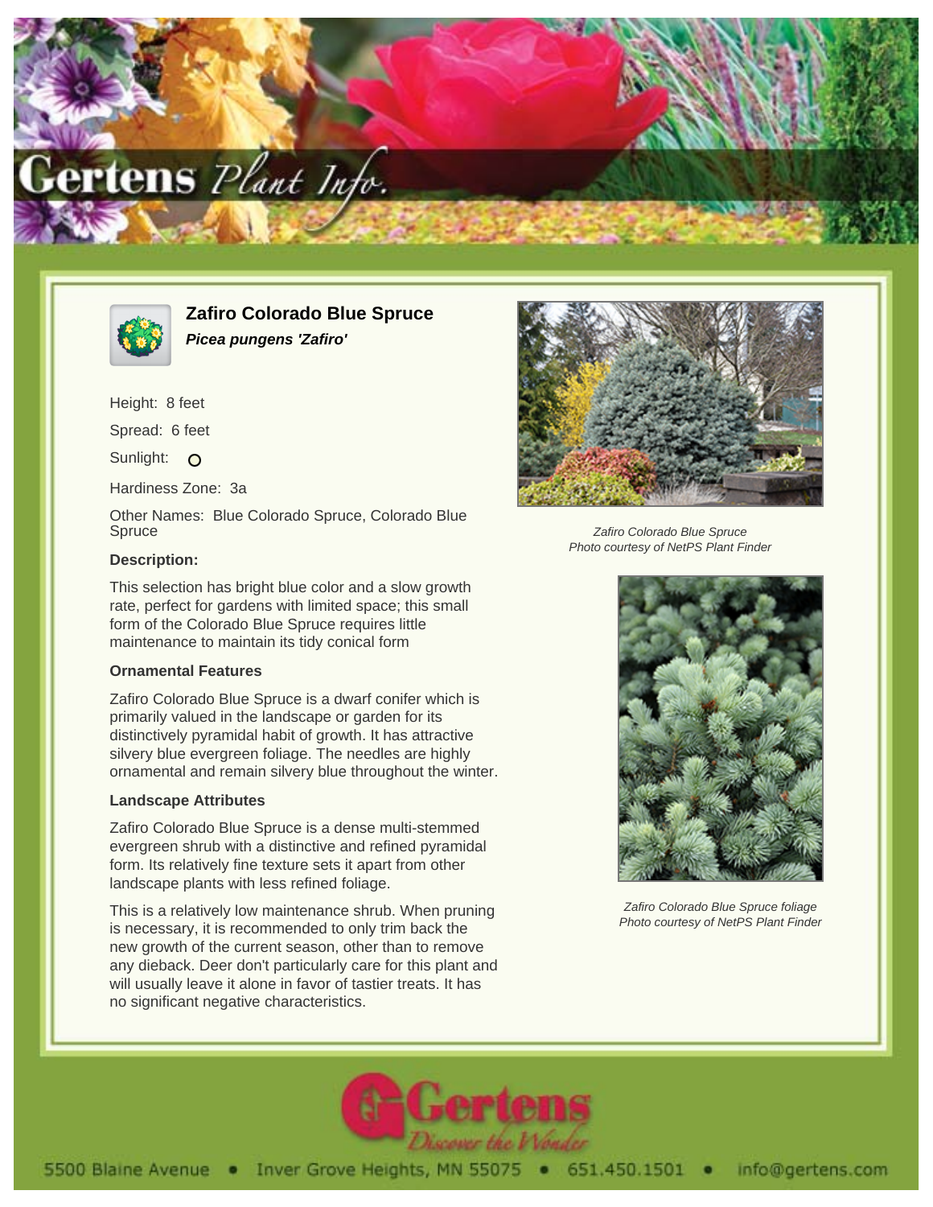# Zafiro Colorado Blue Spruce

***Picea pungens 'Zafiro'***

Height: 8 feet

Spread: 6 feet

Sunlight: O

Hardiness Zone: 3a

Other Names: Blue Colorado Spruce, Colorado Blue Spruce

### Description:

This selection has bright blue color and a slow growth rate, perfect for gardens with limited space; this small form of the Colorado Blue Spruce requires little maintenance to maintain its tidy conical form

### Ornamental Features

Zafiro Colorado Blue Spruce is a dwarf conifer which is primarily valued in the landscape or garden for its distinctively pyramidal habit of growth. It has attractive silvery blue evergreen foliage. The needles are highly ornamental and remain silvery blue throughout the winter.

### Landscape Attributes

Zafiro Colorado Blue Spruce is a dense multi-stemmed evergreen shrub with a distinctive and refined pyramidal form. Its relatively fine texture sets it apart from other landscape plants with less refined foliage.

This is a relatively low maintenance shrub. When pruning is necessary, it is recommended to only trim back the new growth of the current season, other than to remove any dieback. Deer don't particularly care for this plant and will usually leave it alone in favor of tastier treats. It has no significant negative characteristics.

*Zafiro Colorado Blue Spruce*
*Photo courtesy of NetPS Plant Finder*

*Zafiro Colorado Blue Spruce foliage*
*Photo courtesy of NetPS Plant Finder*

5500 Blaine Avenue • Inver Grove Heights, MN 55075 • 651.450.1501 • info@gertens.com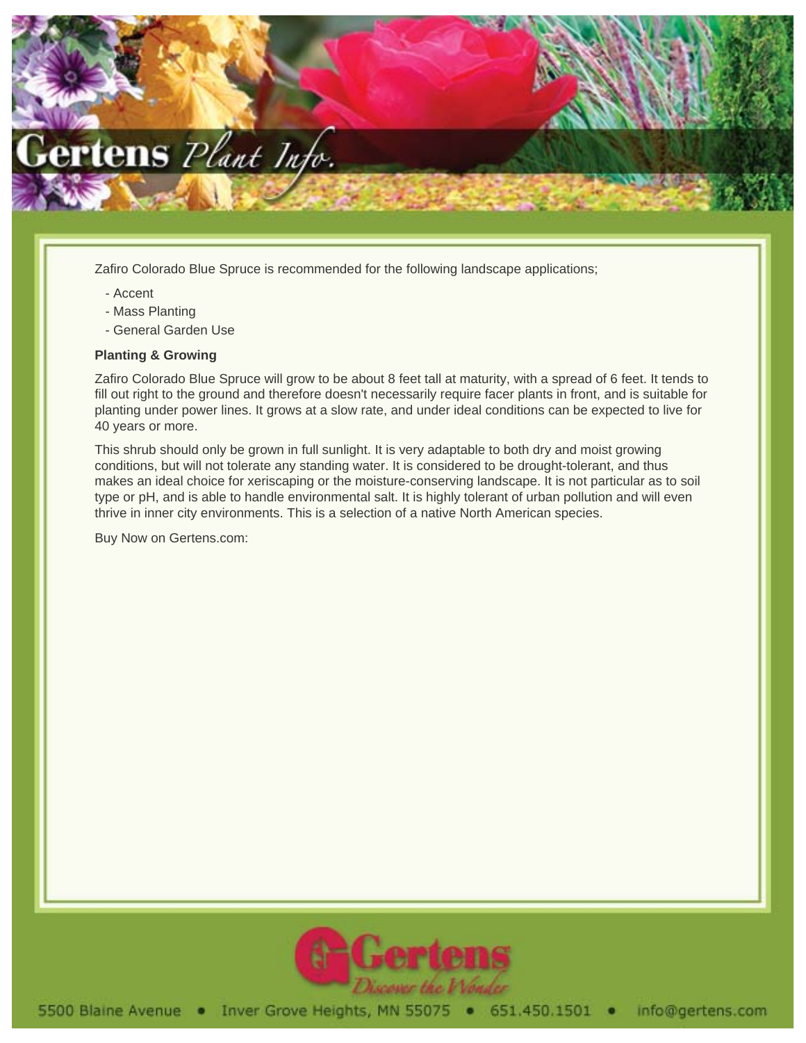Zafiro Colorado Blue Spruce is recommended for the following landscape applications;

- Accent
- Mass Planting
- General Garden Use

**Planting & Growing**

Zafiro Colorado Blue Spruce will grow to be about 8 feet tall at maturity, with a spread of 6 feet. It tends to fill out right to the ground and therefore doesn't necessarily require facer plants in front, and is suitable for planting under power lines. It grows at a slow rate, and under ideal conditions can be expected to live for 40 years or more.

This shrub should only be grown in full sunlight. It is very adaptable to both dry and moist growing conditions, but will not tolerate any standing water. It is considered to be drought-tolerant, and thus makes an ideal choice for xeriscaping or the moisture-conserving landscape. It is not particular as to soil type or pH, and is able to handle environmental salt. It is highly tolerant of urban pollution and will even thrive in inner city environments. This is a selection of a native North American species.

Buy Now on Gertens.com: